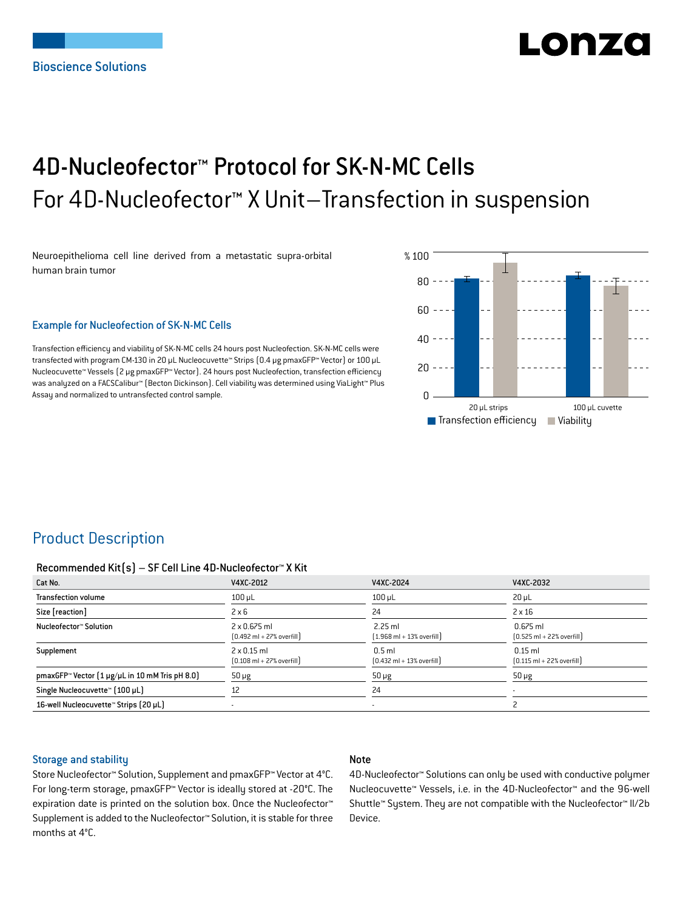Bioscience Solutions

# 4D-Nucleofector™ Protocol for SK-N-MC Cells

## For 4D-Nucleofector™ X Unit–Transfection in suspension

Neuroepithelioma cell line derived from a metastatic supra-orbital human brain tumor

### Example for Nucleofection of SK-N-MC Cells

Transfection efficiency and viability of SK-N-MC cells 24 hours post Nucleofection. SK-N-MC cells were transfected with program CM-130 in 20 µL Nucleocuvette™ Strips (0.4 µg pmaxGFP™ Vector) or 100 µL Nucleocuvette™ Vessels (2 µg pmaxGFP™ Vector). 24 hours post Nucleofection, transfection efficiency was analyzed on a FACSCalibur™ (Becton Dickinson). Cell viability was determined using ViaLight™ Plus Assay and normalized to untransfected control sample.

## Product Description

#### Recommended Kit(s) – SF Cell Line 4D-Nucleofector™ X Kit

| Cat No. | V4XC-2012 | V4XC-2024 | V4XC-2032 |
|---|---|---|---|
| Transfection volume | 100 µL | 100 µL | 20 µL |
| Size [reaction] | 2 x 6 | 24 | 2 x 16 |
| Nucleofector™ Solution | 2 x 0.675 ml (0.492 ml + 27% overfill) | 2.25 ml (1.968 ml + 13% overfill) | 0.675 ml (0.525 ml + 22% overfill) |
| Supplement | 2 x 0.15 ml (0.108 ml + 27% overfill) | 0.5 ml (0.432 ml + 13% overfill) | 0.15 ml (0.115 ml + 22% overfill) |
| pmaxGFP™ Vector (1 µg/µL in 10 mM Tris pH 8.0) | 50 µg | 50 µg | 50 µg |
| Single Nucleocuvette™ (100 µL) | 12 | 24 | - |
| 16-well Nucleocuvette™ Strips (20 µL) | - | - | 2 |

### Storage and stability

Store Nucleofector™ Solution, Supplement and pmaxGFP™ Vector at 4°C. For long-term storage, pmaxGFP™ Vector is ideally stored at -20°C. The expiration date is printed on the solution box. Once the Nucleofector™ Supplement is added to the Nucleofector™ Solution, it is stable for three months at 4°C.

### Note

4D-Nucleofector™ Solutions can only be used with conductive polymer Nucleocuvette™ Vessels, i.e. in the 4D-Nucleofector™ and the 96-well Shuttle™ System. They are not compatible with the Nucleofector™ II/2b Device.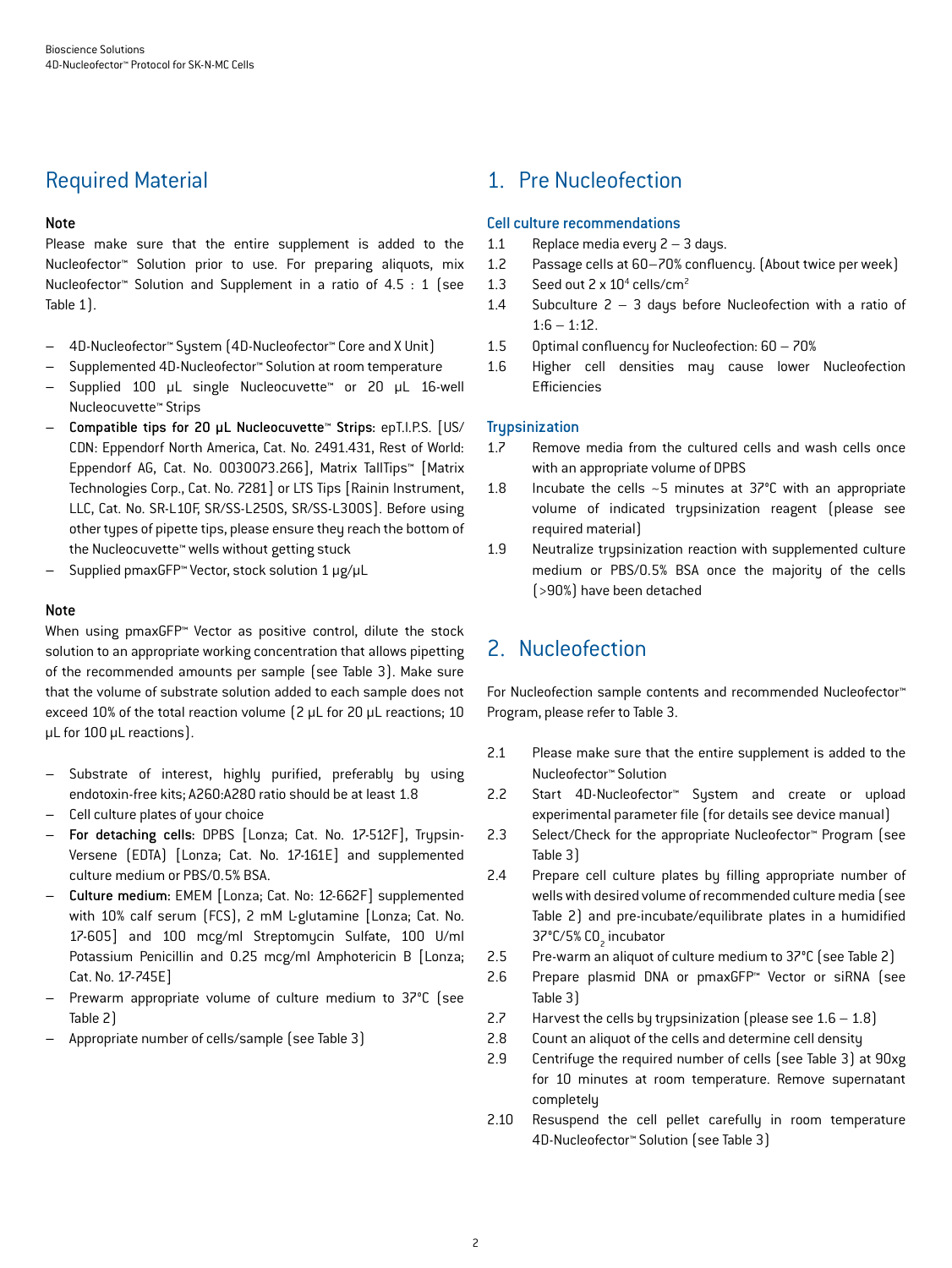## Required Material

**Note**

Please make sure that the entire supplement is added to the Nucleofector™ Solution prior to use. For preparing aliquots, mix Nucleofector™ Solution and Supplement in a ratio of 4.5 : 1 (see Table 1).

- 4D-Nucleofector™ System (4D-Nucleofector™ Core and X Unit)
- Supplemented 4D-Nucleofector™ Solution at room temperature
- Supplied 100 µL single Nucleocuvette™ or 20 µL 16-well Nucleocuvette™ Strips
- **Compatible tips for 20 µL Nucleocuvette™ Strips:** epT.I.P.S. [US/CDN: Eppendorf North America, Cat. No. 2491.431, Rest of World: Eppendorf AG, Cat. No. 0030073.266], Matrix TallTips™ [Matrix Technologies Corp., Cat. No. 7281] or LTS Tips [Rainin Instrument, LLC, Cat. No. SR-L10F, SR/SS-L250S, SR/SS-L300S]. Before using other types of pipette tips, please ensure they reach the bottom of the Nucleocuvette™ wells without getting stuck
- Supplied pmaxGFP™ Vector, stock solution 1 µg/µL

**Note**

When using pmaxGFP™ Vector as positive control, dilute the stock solution to an appropriate working concentration that allows pipetting of the recommended amounts per sample (see Table 3). Make sure that the volume of substrate solution added to each sample does not exceed 10% of the total reaction volume (2 µL for 20 µL reactions; 10 µL for 100 µL reactions).

- Substrate of interest, highly purified, preferably by using endotoxin-free kits; A260:A280 ratio should be at least 1.8
- Cell culture plates of your choice
- **For detaching cells:** DPBS [Lonza; Cat. No. 17-512F], Trypsin-Versene (EDTA) [Lonza; Cat. No. 17-161E] and supplemented culture medium or PBS/0.5% BSA.
- **Culture medium:** EMEM [Lonza; Cat. No: 12-662F] supplemented with 10% calf serum (FCS), 2 mM L-glutamine [Lonza; Cat. No. 17-605] and 100 mcg/ml Streptomycin Sulfate, 100 U/ml Potassium Penicillin and 0.25 mcg/ml Amphotericin B [Lonza; Cat. No. 17-745E]
- Prewarm appropriate volume of culture medium to 37°C (see Table 2)
- Appropriate number of cells/sample (see Table 3)

## 1. Pre Nucleofection

### Cell culture recommendations

1.1 Replace media every 2 – 3 days.

1.2 Passage cells at 60–70% confluency. (About twice per week)

1.3 Seed out $2 \times 10^4$ cells/cm$^2$

1.4 Subculture 2 – 3 days before Nucleofection with a ratio of 1:6 – 1:12.

1.5 Optimal confluency for Nucleofection: 60 – 70%

1.6 Higher cell densities may cause lower Nucleofection Efficiencies

### Trypsinization

1.7 Remove media from the cultured cells and wash cells once with an appropriate volume of DPBS

1.8 Incubate the cells ~5 minutes at 37°C with an appropriate volume of indicated trypsinization reagent (please see required material)

1.9 Neutralize trypsinization reaction with supplemented culture medium or PBS/0.5% BSA once the majority of the cells (>90%) have been detached

## 2. Nucleofection

For Nucleofection sample contents and recommended Nucleofector™ Program, please refer to Table 3.

2.1 Please make sure that the entire supplement is added to the Nucleofector™ Solution

2.2 Start 4D-Nucleofector™ System and create or upload experimental parameter file (for details see device manual)

2.3 Select/Check for the appropriate Nucleofector™ Program (see Table 3)

2.4 Prepare cell culture plates by filling appropriate number of wells with desired volume of recommended culture media (see Table 2) and pre-incubate/equilibrate plates in a humidified 37°C/5% $CO_2$ incubator

2.5 Pre-warm an aliquot of culture medium to 37°C (see Table 2)

2.6 Prepare plasmid DNA or pmaxGFP™ Vector or siRNA (see Table 3)

2.7 Harvest the cells by trypsinization (please see 1.6 – 1.8)

2.8 Count an aliquot of the cells and determine cell density

2.9 Centrifuge the required number of cells (see Table 3) at 90xg for 10 minutes at room temperature. Remove supernatant completely

2.10 Resuspend the cell pellet carefully in room temperature 4D-Nucleofector™ Solution (see Table 3)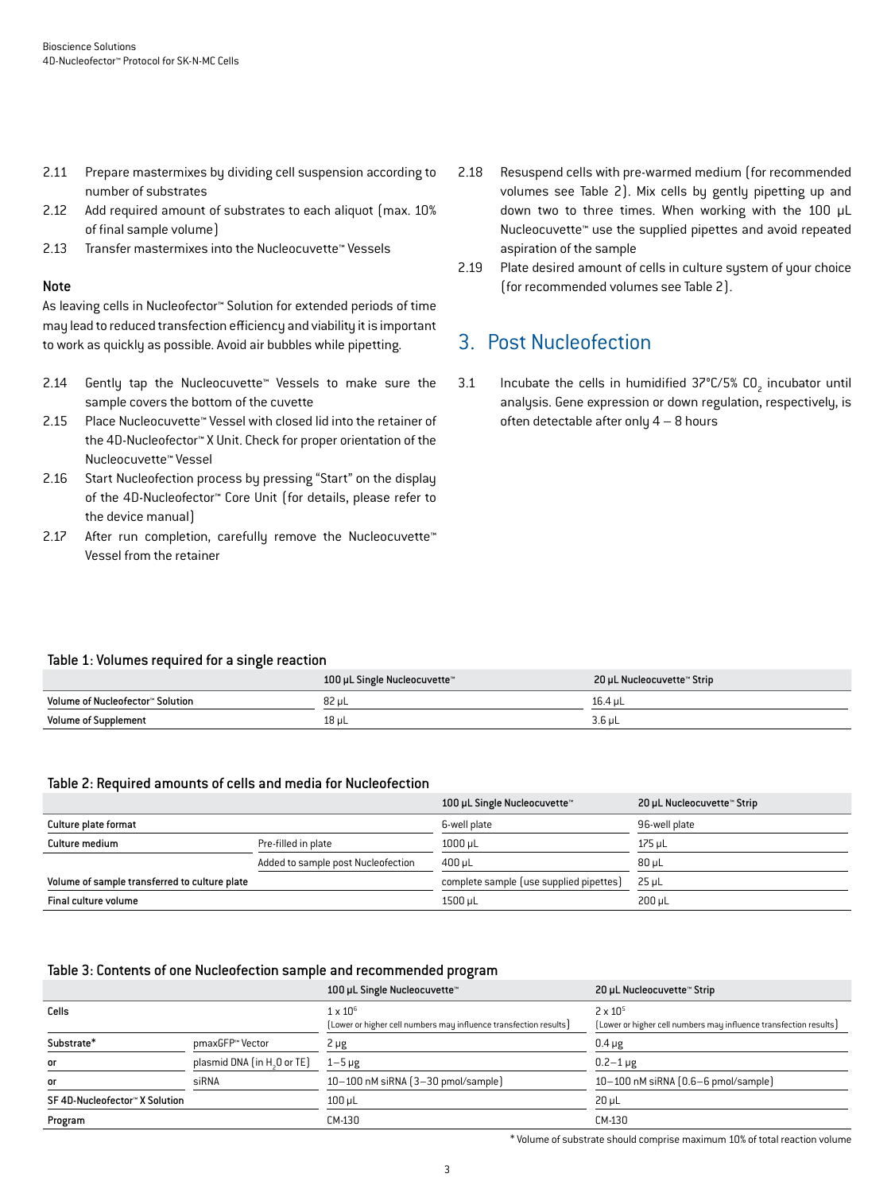2.11 Prepare mastermixes by dividing cell suspension according to number of substrates
2.12 Add required amount of substrates to each aliquot (max. 10% of final sample volume)
2.13 Transfer mastermixes into the Nucleocuvette™ Vessels

**Note**

As leaving cells in Nucleofector™ Solution for extended periods of time may lead to reduced transfection efficiency and viability it is important to work as quickly as possible. Avoid air bubbles while pipetting.

2.14 Gently tap the Nucleocuvette™ Vessels to make sure the sample covers the bottom of the cuvette
2.15 Place Nucleocuvette™ Vessel with closed lid into the retainer of the 4D-Nucleofector™ X Unit. Check for proper orientation of the Nucleocuvette™ Vessel
2.16 Start Nucleofection process by pressing "Start" on the display of the 4D-Nucleofector™ Core Unit (for details, please refer to the device manual)
2.17 After run completion, carefully remove the Nucleocuvette™ Vessel from the retainer
2.18 Resuspend cells with pre-warmed medium (for recommended volumes see Table 2). Mix cells by gently pipetting up and down two to three times. When working with the 100 µL Nucleocuvette™ use the supplied pipettes and avoid repeated aspiration of the sample
2.19 Plate desired amount of cells in culture system of your choice (for recommended volumes see Table 2).

## 3. Post Nucleofection

3.1 Incubate the cells in humidified 37°C/5% $CO_2$ incubator until analysis. Gene expression or down regulation, respectively, is often detectable after only 4 – 8 hours

**Table 1: Volumes required for a single reaction**

| | 100 µL Single Nucleocuvette™ | 20 µL Nucleocuvette™ Strip |
|---|---|---|
| Volume of Nucleofector™ Solution | 82 µL | 16.4 µL |
| Volume of Supplement | 18 µL | 3.6 µL |

**Table 2: Required amounts of cells and media for Nucleofection**

| | | 100 µL Single Nucleocuvette™ | 20 µL Nucleocuvette™ Strip |
|---|---|---|---|
| Culture plate format | | 6-well plate | 96-well plate |
| Culture medium | Pre-filled in plate | 1000 µL | 175 µL |
| | Added to sample post Nucleofection | 400 µL | 80 µL |
| Volume of sample transferred to culture plate | | complete sample (use supplied pipettes) | 25 µL |
| Final culture volume | | 1500 µL | 200 µL |

**Table 3: Contents of one Nucleofection sample and recommended program**

| | | 100 µL Single Nucleocuvette™ | 20 µL Nucleocuvette™ Strip |
|---|---|---|---|
| Cells | | $1 \times 10^6$ (Lower or higher cell numbers may influence transfection results) | $2 \times 10^5$ (Lower or higher cell numbers may influence transfection results) |
| Substrate* | pmaxGFP™ Vector | 2 µg | 0.4 µg |
| or | plasmid DNA (in $H_2O$ or TE) | 1–5 µg | 0.2–1 µg |
| or | siRNA | 10–100 nM siRNA (3–30 pmol/sample) | 10–100 nM siRNA (0.6–6 pmol/sample) |
| SF 4D-Nucleofector™ X Solution | | 100 µL | 20 µL |
| Program | | CM-130 | CM-130 |

* Volume of substrate should comprise maximum 10% of total reaction volume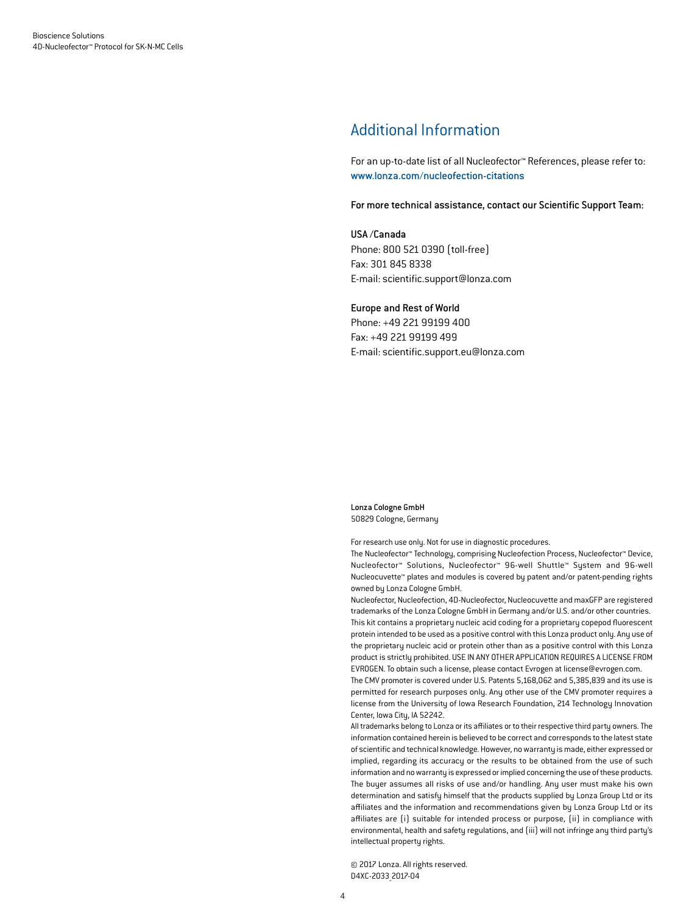## Additional Information

For an up-to-date list of all Nucleofector™ References, please refer to:
**www.lonza.com/nucleofection-citations**

**For more technical assistance, contact our Scientific Support Team:**

**USA /Canada**
Phone: 800 521 0390 (toll-free)
Fax: 301 845 8338
E-mail: scientific.support@lonza.com

**Europe and Rest of World**
Phone: +49 221 99199 400
Fax: +49 221 99199 499
E-mail: scientific.support.eu@lonza.com

**Lonza Cologne GmbH**
50829 Cologne, Germany

For research use only. Not for use in diagnostic procedures.
The Nucleofector™ Technology, comprising Nucleofection Process, Nucleofector™ Device, Nucleofector™ Solutions, Nucleofector™ 96-well Shuttle™ System and 96-well Nucleocuvette™ plates and modules is covered by patent and/or patent-pending rights owned by Lonza Cologne GmbH.
Nucleofector, Nucleofection, 4D-Nucleofector, Nucleocuvette and maxGFP are registered trademarks of the Lonza Cologne GmbH in Germany and/or U.S. and/or other countries.
This kit contains a proprietary nucleic acid coding for a proprietary copepod fluorescent protein intended to be used as a positive control with this Lonza product only. Any use of the proprietary nucleic acid or protein other than as a positive control with this Lonza product is strictly prohibited. USE IN ANY OTHER APPLICATION REQUIRES A LICENSE FROM EVROGEN. To obtain such a license, please contact Evrogen at license@evrogen.com.
The CMV promoter is covered under U.S. Patents 5,168,062 and 5,385,839 and its use is permitted for research purposes only. Any other use of the CMV promoter requires a license from the University of Iowa Research Foundation, 214 Technology Innovation Center, Iowa City, IA 52242.
All trademarks belong to Lonza or its affiliates or to their respective third party owners. The information contained herein is believed to be correct and corresponds to the latest state of scientific and technical knowledge. However, no warranty is made, either expressed or implied, regarding its accuracy or the results to be obtained from the use of such information and no warranty is expressed or implied concerning the use of these products. The buyer assumes all risks of use and/or handling. Any user must make his own determination and satisfy himself that the products supplied by Lonza Group Ltd or its affiliates and the information and recommendations given by Lonza Group Ltd or its affiliates are (i) suitable for intended process or purpose, (ii) in compliance with environmental, health and safety regulations, and (iii) will not infringe any third party's intellectual property rights.

© 2017 Lonza. All rights reserved.
D4XC-2033_2017-04